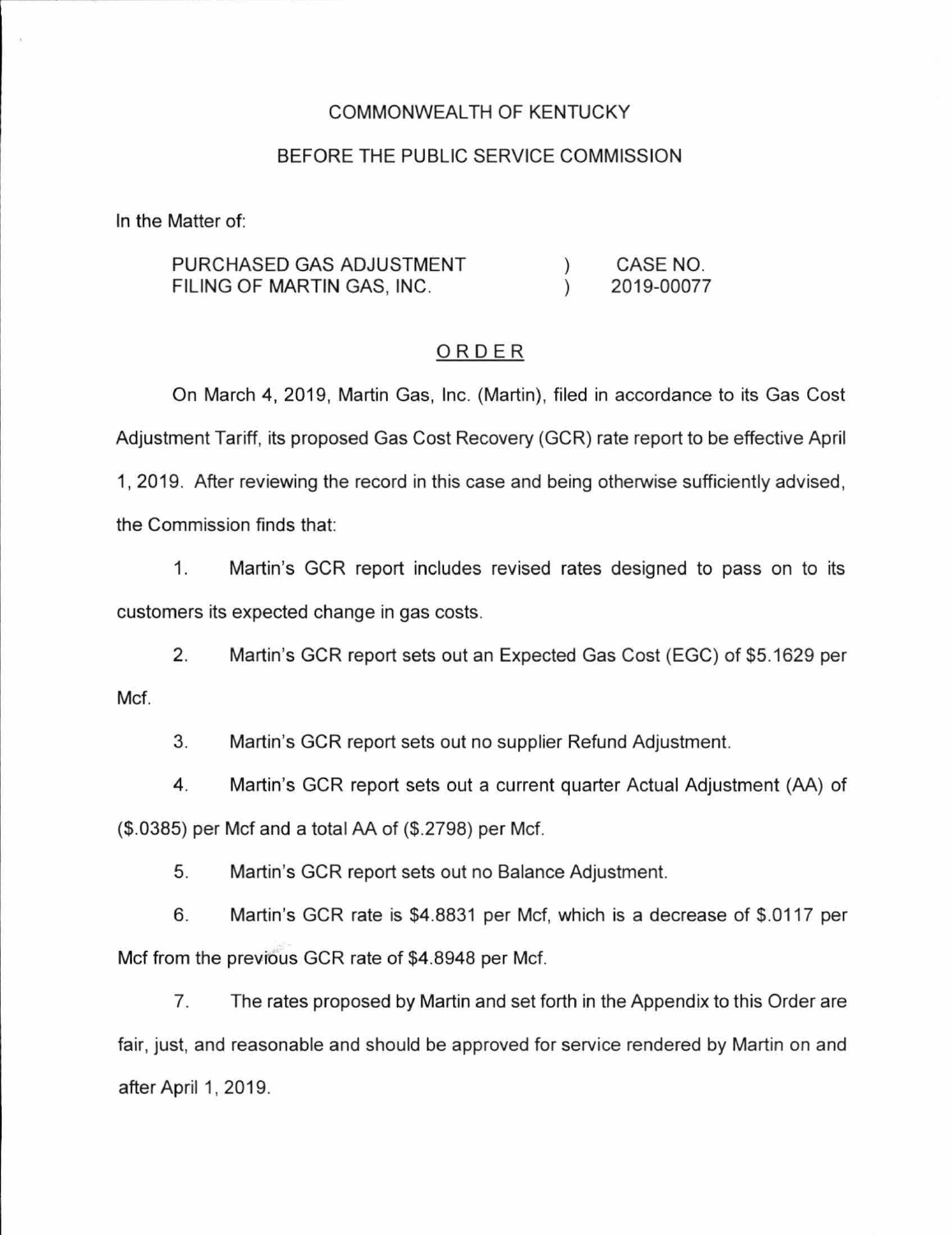COMMONWEALTH OF KENTUCKY

BEFORE THE PUBLIC SERVICE COMMISSION

In the Matter of:

| | | |
|---|---|---|
| PURCHASED GAS ADJUSTMENT FILING OF MARTIN GAS, INC. | ) ) | CASE NO. 2019-00077 |

## ORDER

On March 4, 2019, Martin Gas, Inc. (Martin), filed in accordance to its Gas Cost Adjustment Tariff, its proposed Gas Cost Recovery (GCR) rate report to be effective April 1, 2019. After reviewing the record in this case and being otherwise sufficiently advised, the Commission finds that:

1. Martin's GCR report includes revised rates designed to pass on to its customers its expected change in gas costs.

2. Martin's GCR report sets out an Expected Gas Cost (EGC) of $5.1629 per Mcf.

3. Martin's GCR report sets out no supplier Refund Adjustment.

4. Martin's GCR report sets out a current quarter Actual Adjustment (AA) of ($.0385) per Mcf and a total AA of ($.2798) per Mcf.

5. Martin's GCR report sets out no Balance Adjustment.

6. Martin's GCR rate is $4.8831 per Mcf, which is a decrease of $.0117 per Mcf from the previous GCR rate of $4.8948 per Mcf.

7. The rates proposed by Martin and set forth in the Appendix to this Order are fair, just, and reasonable and should be approved for service rendered by Martin on and after April 1, 2019.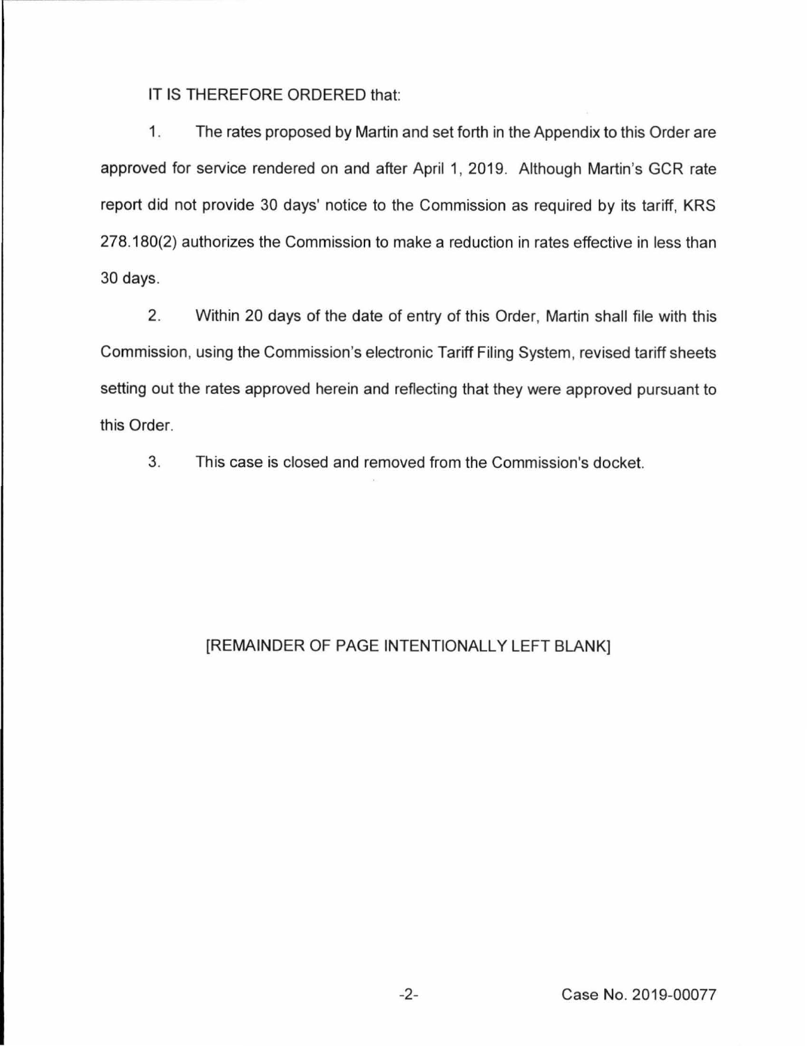IT IS THEREFORE ORDERED that:

1. The rates proposed by Martin and set forth in the Appendix to this Order are approved for service rendered on and after April 1, 2019. Although Martin's GCR rate report did not provide 30 days' notice to the Commission as required by its tariff, KRS 278.180(2) authorizes the Commission to make a reduction in rates effective in less than 30 days.

2. Within 20 days of the date of entry of this Order, Martin shall file with this Commission, using the Commission's electronic Tariff Filing System, revised tariff sheets setting out the rates approved herein and reflecting that they were approved pursuant to this Order.

3. This case is closed and removed from the Commission's docket.

[REMAINDER OF PAGE INTENTIONALLY LEFT BLANK]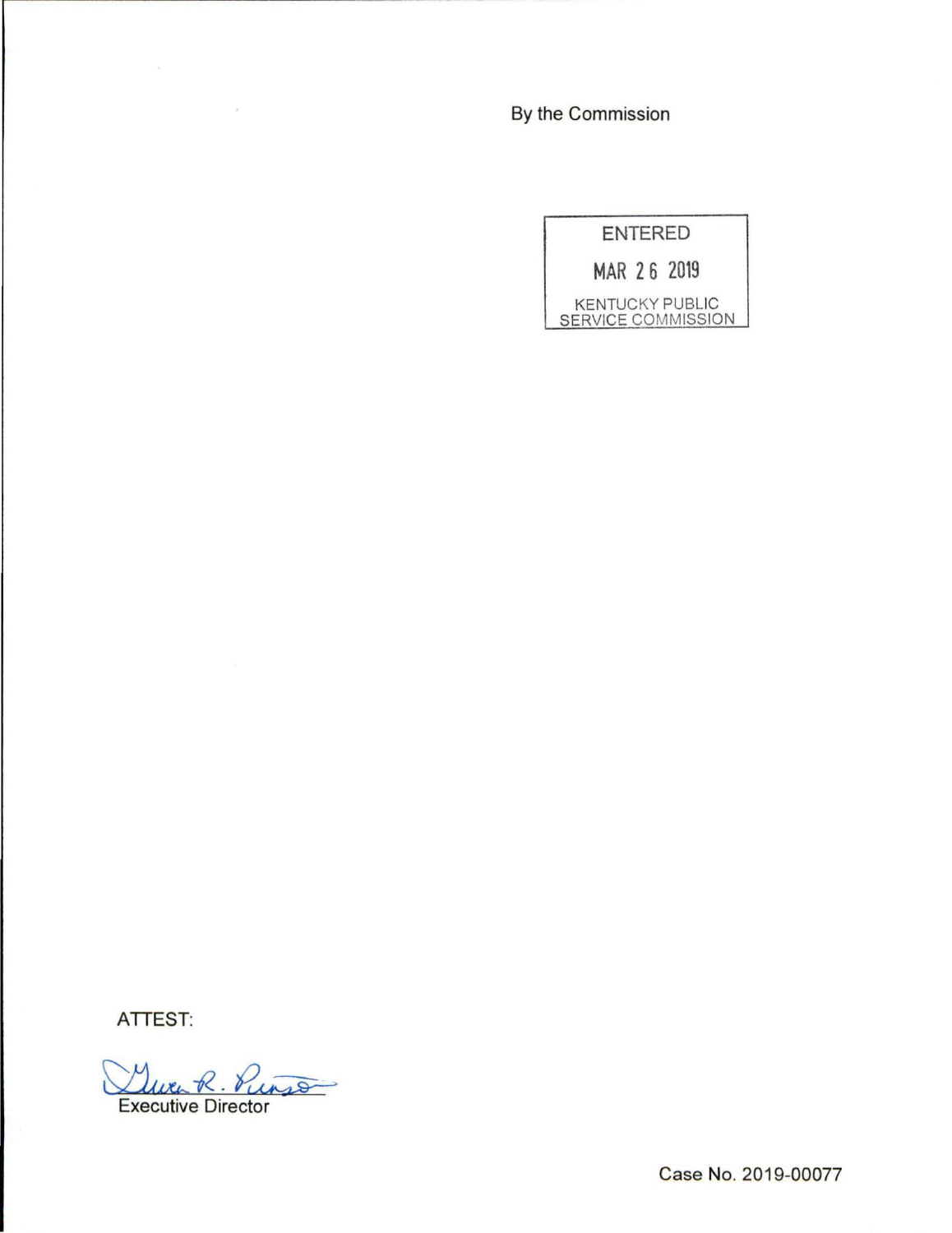By the Commission

ENTERED

MAR 26 2019

KENTUCKY PUBLIC SERVICE COMMISSION

ATTEST:

Gwen R. Pinson

Executive Director

Case No. 2019-00077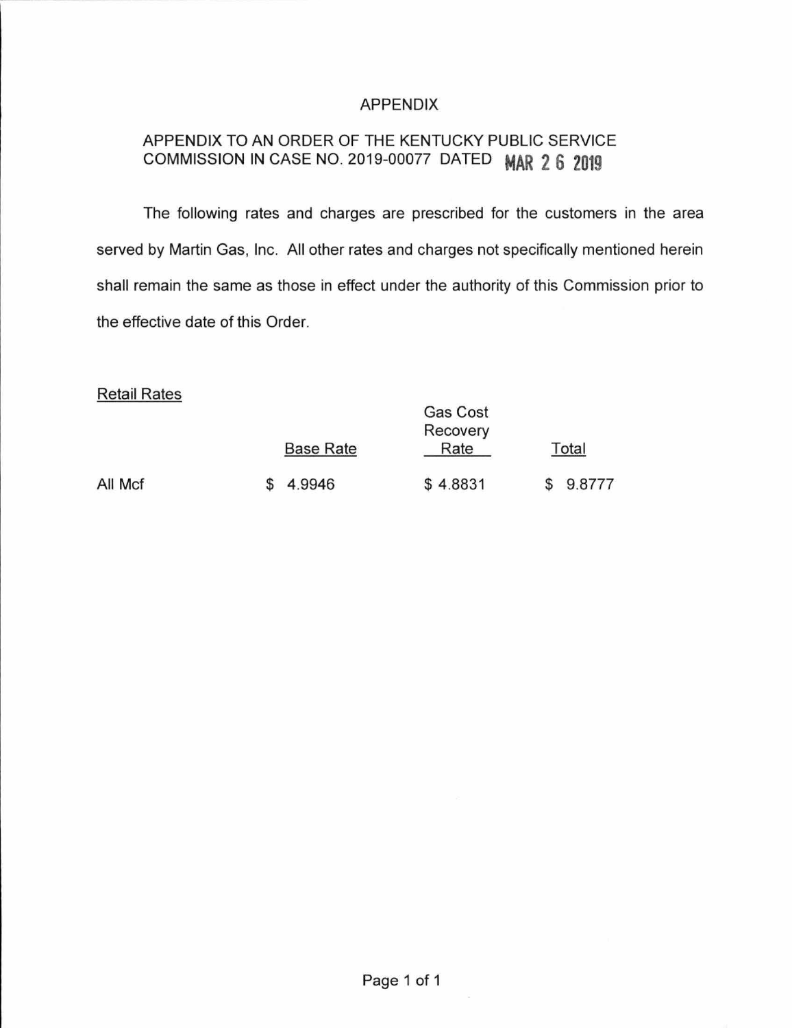# APPENDIX

APPENDIX TO AN ORDER OF THE KENTUCKY PUBLIC SERVICE COMMISSION IN CASE NO. 2019-00077 DATED MAR 2 6 2019

The following rates and charges are prescribed for the customers in the area served by Martin Gas, Inc. All other rates and charges not specifically mentioned herein shall remain the same as those in effect under the authority of this Commission prior to the effective date of this Order.

Retail Rates

| | Base Rate | Gas Cost Recovery Rate | Total |
|---|---|---|---|
| All Mcf | $ 4.9946 | $ 4.8831 | $ 9.8777 |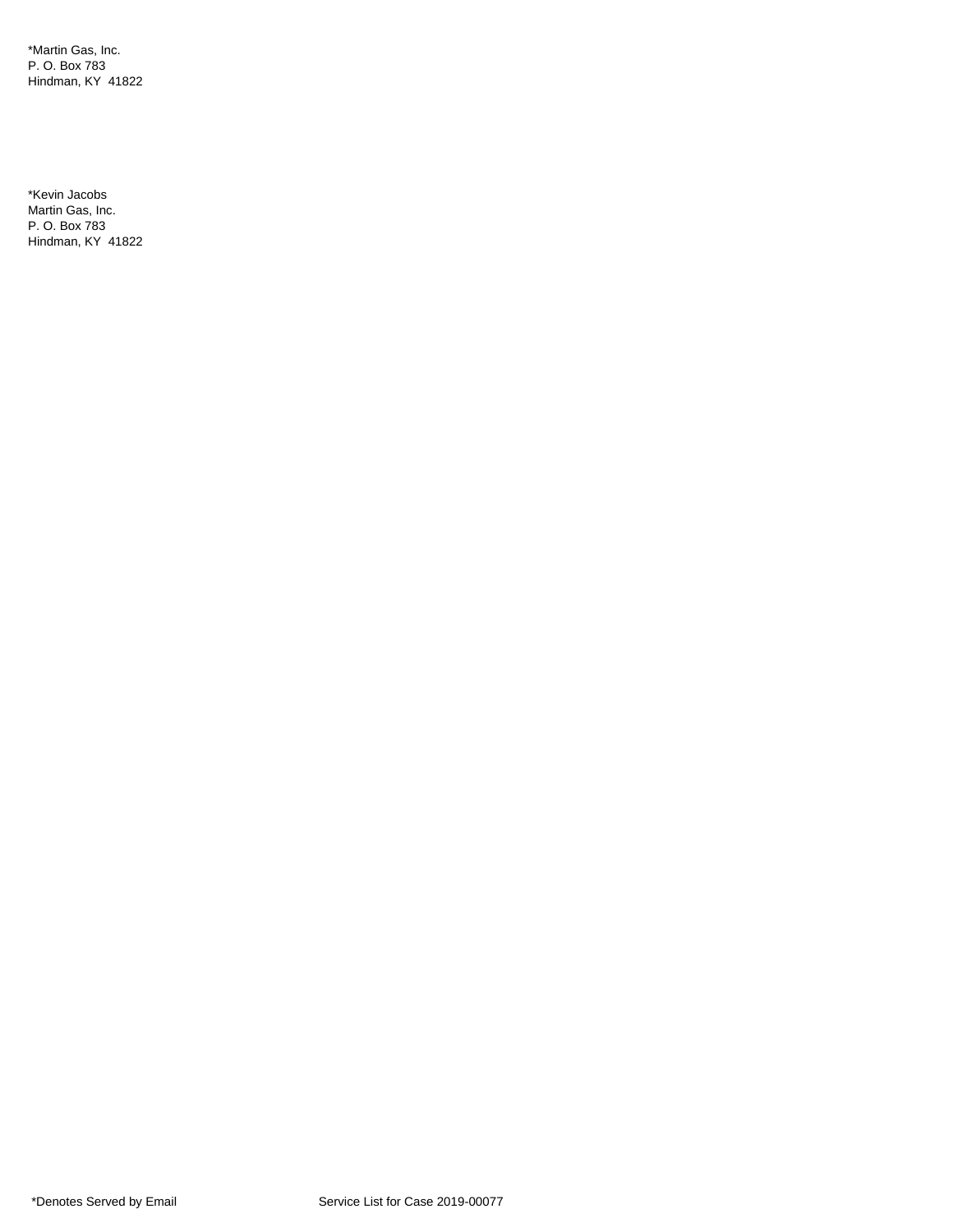*Martin Gas, Inc.
P. O. Box 783
Hindman, KY 41822

*Kevin Jacobs
Martin Gas, Inc.
P. O. Box 783
Hindman, KY 41822